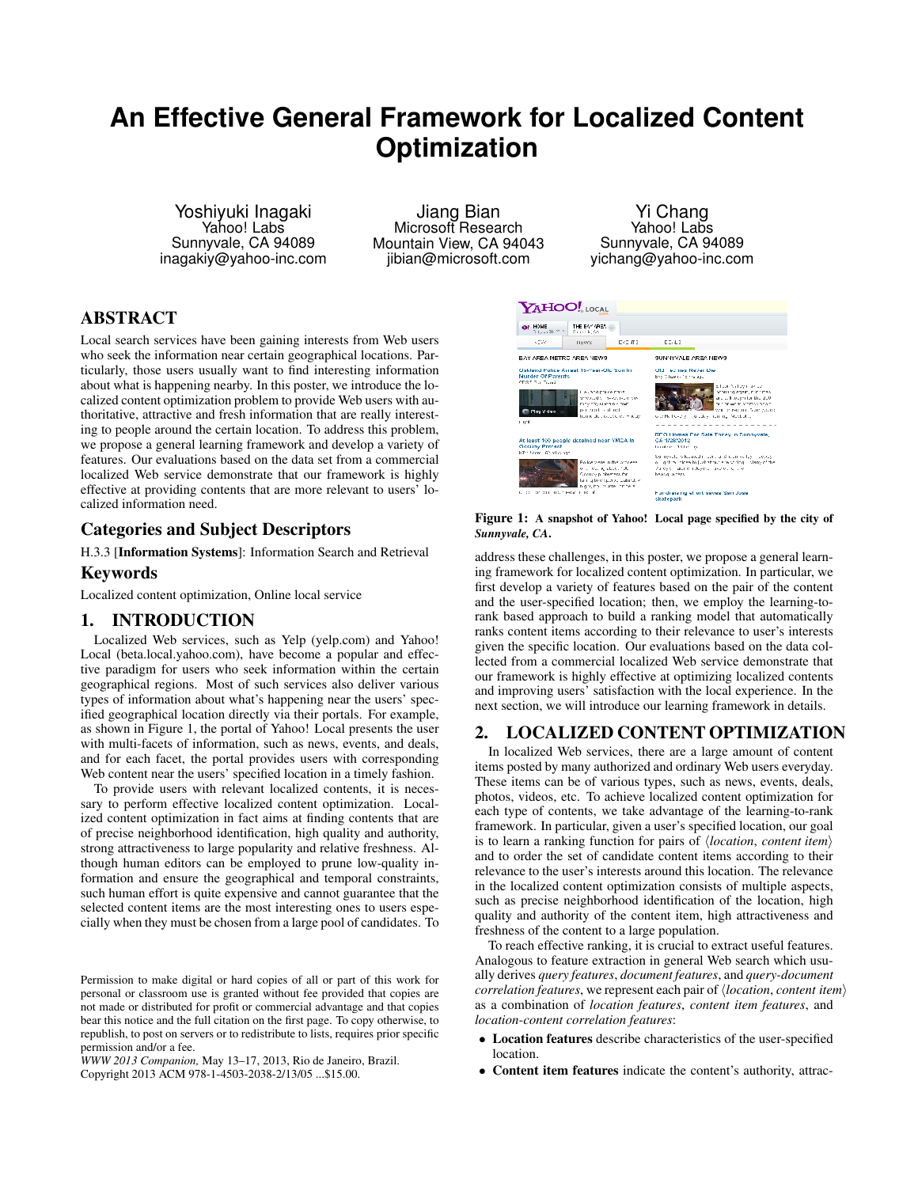# An Effective General Framework for Localized Content Optimization

Yoshiyuki Inagaki
Yahoo! Labs
Sunnyvale, CA 94089
inagakiy@yahoo-inc.com

Jiang Bian
Microsoft Research
Mountain View, CA 94043
jibian@microsoft.com

Yi Chang
Yahoo! Labs
Sunnyvale, CA 94089
yichang@yahoo-inc.com

## ABSTRACT

Local search services have been gaining interests from Web users who seek the information near certain geographical locations. Particularly, those users usually want to find interesting information about what is happening nearby. In this poster, we introduce the localized content optimization problem to provide Web users with authoritative, attractive and fresh information that are really interesting to people around the certain location. To address this problem, we propose a general learning framework and develop a variety of features. Our evaluations based on the data set from a commercial localized Web service demonstrate that our framework is highly effective at providing contents that are more relevant to users' localized information need.

## Categories and Subject Descriptors

H.3.3 [**Information Systems**]: Information Search and Retrieval

## Keywords

Localized content optimization, Online local service

## 1. INTRODUCTION

Localized Web services, such as Yelp (yelp.com) and Yahoo! Local (beta.local.yahoo.com), have become a popular and effective paradigm for users who seek information within the certain geographical regions. Most of such services also deliver various types of information about what's happening near the users' specified geographical location directly via their portals. For example, as shown in Figure 1, the portal of Yahoo! Local presents the user with multi-facets of information, such as news, events, and deals, and for each facet, the portal provides users with corresponding Web content near the users' specified location in a timely fashion.

To provide users with relevant localized contents, it is necessary to perform effective localized content optimization. Localized content optimization in fact aims at finding contents that are of precise neighborhood identification, high quality and authority, strong attractiveness to large popularity and relative freshness. Although human editors can be employed to prune low-quality information and ensure the geographical and temporal constraints, such human effort is quite expensive and cannot guarantee that the selected content items are the most interesting ones to users especially when they must be chosen from a large pool of candidates. To address these challenges, in this poster, we propose a general learning framework for localized content optimization. In particular, we first develop a variety of features based on the pair of the content and the user-specified location; then, we employ the learning-to-rank based approach to build a ranking model that automatically ranks content items according to their relevance to user's interests given the specific location. Our evaluations based on the data collected from a commercial localized Web service demonstrate that our framework is highly effective at optimizing localized contents and improving users' satisfaction with the local experience. In the next section, we will introduce our learning framework in details.

Permission to make digital or hard copies of all or part of this work for personal or classroom use is granted without fee provided that copies are not made or distributed for profit or commercial advantage and that copies bear this notice and the full citation on the first page. To copy otherwise, to republish, to post on servers or to redistribute to lists, requires prior specific permission and/or a fee.
*WWW 2013 Companion,* May 13–17, 2013, Rio de Janeiro, Brazil.
Copyright 2013 ACM 978-1-4503-2038-2/13/05 ...$15.00.

**Figure 1: A snapshot of Yahoo! Local page specified by the city of *Sunnyvale, CA*.**

## 2. LOCALIZED CONTENT OPTIMIZATION

In localized Web services, there are a large amount of content items posted by many authorized and ordinary Web users everyday. These items can be of various types, such as news, events, deals, photos, videos, etc. To achieve localized content optimization for each type of contents, we take advantage of the learning-to-rank framework. In particular, given a user's specified location, our goal is to learn a ranking function for pairs of $\langle location, content\ item \rangle$ and to order the set of candidate content items according to their relevance to the user's interests around this location. The relevance in the localized content optimization consists of multiple aspects, such as precise neighborhood identification of the location, high quality and authority of the content item, high attractiveness and freshness of the content to a large population.

To reach effective ranking, it is crucial to extract useful features. Analogous to feature extraction in general Web search which usually derives *query features*, *document features*, and *query-document correlation features*, we represent each pair of $\langle location, content\ item \rangle$ as a combination of *location features*, *content item features*, and *location-content correlation features*:

- **Location features** describe characteristics of the user-specified location.
- **Content item features** indicate the content's authority, attrac-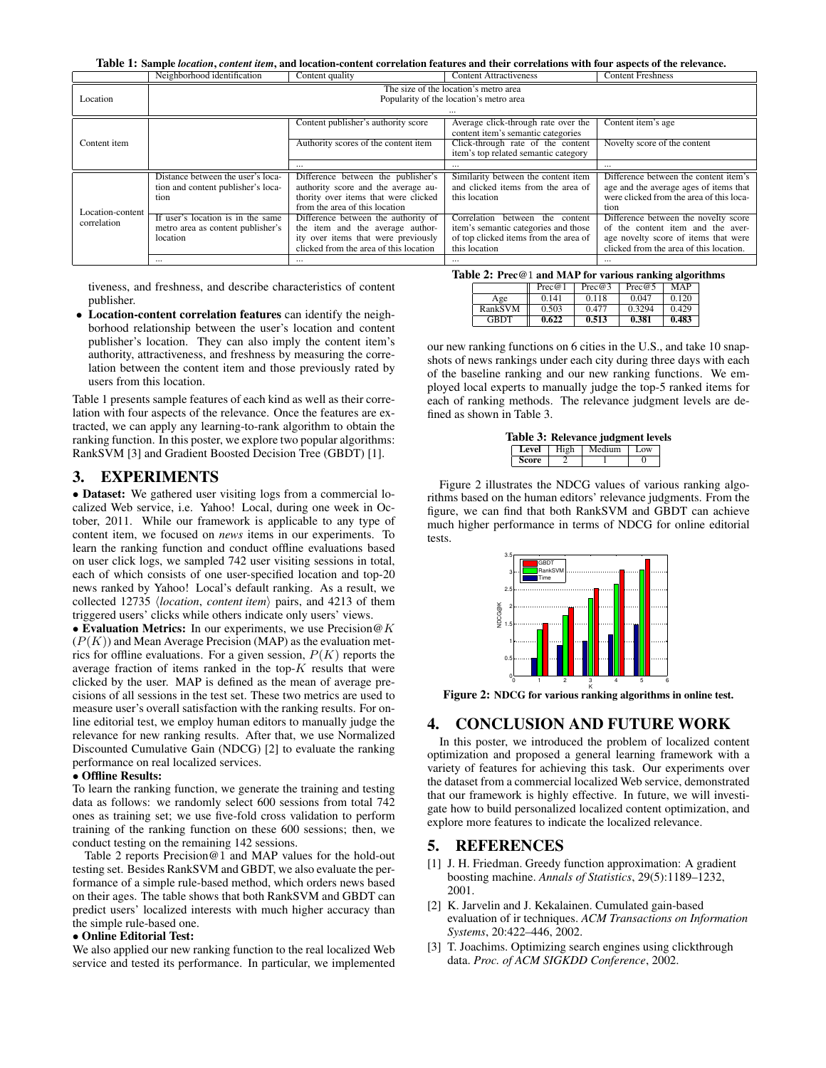**Table 1: Sample *location*, *content item*, and location-content correlation features and their correlations with four aspects of the relevance.**

| | Neighborhood identification | Content quality | Content Attractiveness | Content Freshness |
|---|---|---|---|---|
| Location | The size of the location's metro area<br>Popularity of the location's metro area<br>... | | | |
| Content item | | Content publisher's authority score | Average click-through rate over the content item's semantic categories | Content item's age |
| | | Authority scores of the content item | Click-through rate of the content item's top related semantic category | Novelty score of the content |
| | | ... | ... | ... |
| Location-content correlation | Distance between the user's location and content publisher's location | Difference between the publisher's authority score and the average authority over items that were clicked from the area of this location | Similarity between the content item and clicked items from the area of this location | Difference between the content item's age and the average ages of items that were clicked from the area of this location |
| | If user's location is in the same metro area as content publisher's location | Difference between the authority of the item and the average authority over items that were previously clicked from the area of this location | Correlation between the content item's semantic categories and those of top clicked items from the area of this location | Difference between the novelty score of the content item and the average novelty score of items that were clicked from the area of this location. |
| | ... | ... | ... | ... |

tiveness, and freshness, and describe characteristics of content publisher.

- **Location-content correlation features** can identify the neighborhood relationship between the user's location and content publisher's location. They can also imply the content item's authority, attractiveness, and freshness by measuring the correlation between the content item and those previously rated by users from this location.

Table 1 presents sample features of each kind as well as their correlation with four aspects of the relevance. Once the features are extracted, we can apply any learning-to-rank algorithm to obtain the ranking function. In this poster, we explore two popular algorithms: RankSVM [3] and Gradient Boosted Decision Tree (GBDT) [1].

## 3. EXPERIMENTS

• **Dataset:** We gathered user visiting logs from a commercial localized Web service, i.e. Yahoo! Local, during one week in October, 2011. While our framework is applicable to any type of content item, we focused on *news* items in our experiments. To learn the ranking function and conduct offline evaluations based on user click logs, we sampled 742 user visiting sessions in total, each of which consists of one user-specified location and top-20 news ranked by Yahoo! Local's default ranking. As a result, we collected 12735 $\langle$*location*, *content item*$\rangle$ pairs, and 4213 of them triggered users' clicks while others indicate only users' views.

• **Evaluation Metrics:** In our experiments, we use Precision@$K$ ($P(K)$) and Mean Average Precision (MAP) as the evaluation metrics for offline evaluations. For a given session, $P(K)$ reports the average fraction of items ranked in the top-$K$ results that were clicked by the user. MAP is defined as the mean of average precisions of all sessions in the test set. These two metrics are used to measure user's overall satisfaction with the ranking results. For online editorial test, we employ human editors to manually judge the relevance for new ranking results. After that, we use Normalized Discounted Cumulative Gain (NDCG) [2] to evaluate the ranking performance on real localized services.

• **Offline Results:**

To learn the ranking function, we generate the training and testing data as follows: we randomly select 600 sessions from total 742 ones as training set; we use five-fold cross validation to perform training of the ranking function on these 600 sessions; then, we conduct testing on the remaining 142 sessions.

Table 2 reports Precision@1 and MAP values for the hold-out testing set. Besides RankSVM and GBDT, we also evaluate the performance of a simple rule-based method, which orders news based on their ages. The table shows that both RankSVM and GBDT can predict users' localized interests with much higher accuracy than the simple rule-based one.

• **Online Editorial Test:**

We also applied our new ranking function to the real localized Web service and tested its performance. In particular, we implemented our new ranking functions on 6 cities in the U.S., and take 10 snapshots of news rankings under each city during three days with each of the baseline ranking and our new ranking functions. We employed local experts to manually judge the top-5 ranked items for each of ranking methods. The relevance judgment levels are defined as shown in Table 3.

**Table 2: Prec@1 and MAP for various ranking algorithms**

| | Prec@1 | Prec@3 | Prec@5 | MAP |
|---|---|---|---|---|
| Age | 0.141 | 0.118 | 0.047 | 0.120 |
| RankSVM | 0.503 | 0.477 | 0.3294 | 0.429 |
| GBDT | **0.622** | **0.513** | **0.381** | **0.483** |

**Table 3: Relevance judgment levels**

| **Level** | High | Medium | Low |
|---|---|---|---|
| **Score** | 2 | 1 | 0 |

Figure 2 illustrates the NDCG values of various ranking algorithms based on the human editors' relevance judgments. From the figure, we can find that both RankSVM and GBDT can achieve much higher performance in terms of NDCG for online editorial tests.

GBDT
RankSVM
Time
NDCG@K
K
0 0.5 1 1.5 2 2.5 3 3.5
0 1 2 3 4 5 6

**Figure 2: NDCG for various ranking algorithms in online test.**

## 4. CONCLUSION AND FUTURE WORK

In this poster, we introduced the problem of localized content optimization and proposed a general learning framework with a variety of features for achieving this task. Our experiments over the dataset from a commercial localized Web service, demonstrated that our framework is highly effective. In future, we will investigate how to build personalized localized content optimization, and explore more features to indicate the localized relevance.

## 5. REFERENCES

[1] J. H. Friedman. Greedy function approximation: A gradient boosting machine. *Annals of Statistics*, 29(5):1189–1232, 2001.

[2] K. Jarvelin and J. Kekalainen. Cumulated gain-based evaluation of ir techniques. *ACM Transactions on Information Systems*, 20:422–446, 2002.

[3] T. Joachims. Optimizing search engines using clickthrough data. *Proc. of ACM SIGKDD Conference*, 2002.